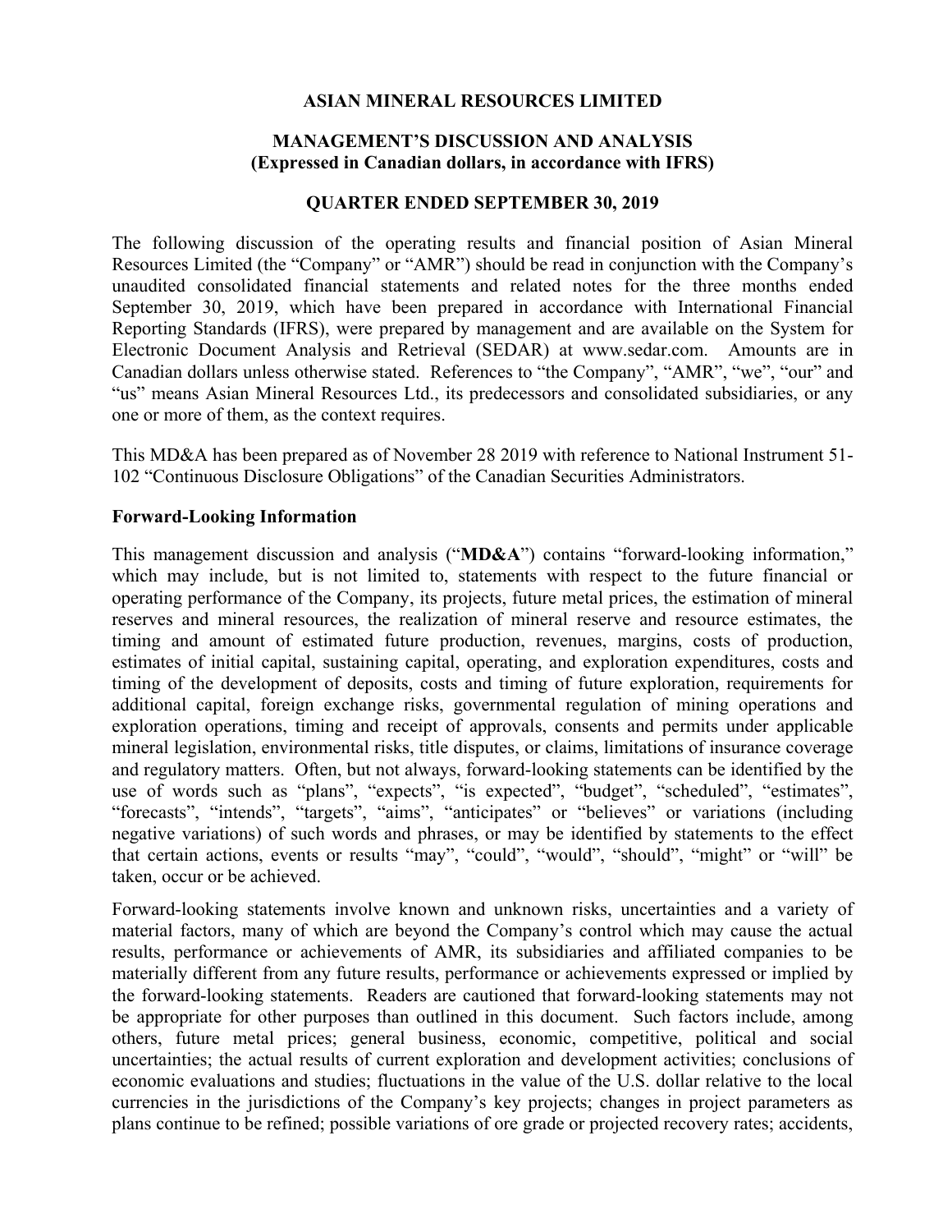**ASIAN MINERAL RESOURCES LIMITED**

**MANAGEMENT'S DISCUSSION AND ANALYSIS**
**(Expressed in Canadian dollars, in accordance with IFRS)**

**QUARTER ENDED SEPTEMBER 30, 2019**

The following discussion of the operating results and financial position of Asian Mineral Resources Limited (the "Company" or "AMR") should be read in conjunction with the Company's unaudited consolidated financial statements and related notes for the three months ended September 30, 2019, which have been prepared in accordance with International Financial Reporting Standards (IFRS), were prepared by management and are available on the System for Electronic Document Analysis and Retrieval (SEDAR) at www.sedar.com. Amounts are in Canadian dollars unless otherwise stated. References to "the Company", "AMR", "we", "our" and "us" means Asian Mineral Resources Ltd., its predecessors and consolidated subsidiaries, or any one or more of them, as the context requires.

This MD&A has been prepared as of November 28 2019 with reference to National Instrument 51-102 "Continuous Disclosure Obligations" of the Canadian Securities Administrators.

**Forward-Looking Information**

This management discussion and analysis ("**MD&A**") contains "forward-looking information," which may include, but is not limited to, statements with respect to the future financial or operating performance of the Company, its projects, future metal prices, the estimation of mineral reserves and mineral resources, the realization of mineral reserve and resource estimates, the timing and amount of estimated future production, revenues, margins, costs of production, estimates of initial capital, sustaining capital, operating, and exploration expenditures, costs and timing of the development of deposits, costs and timing of future exploration, requirements for additional capital, foreign exchange risks, governmental regulation of mining operations and exploration operations, timing and receipt of approvals, consents and permits under applicable mineral legislation, environmental risks, title disputes, or claims, limitations of insurance coverage and regulatory matters. Often, but not always, forward-looking statements can be identified by the use of words such as "plans", "expects", "is expected", "budget", "scheduled", "estimates", "forecasts", "intends", "targets", "aims", "anticipates" or "believes" or variations (including negative variations) of such words and phrases, or may be identified by statements to the effect that certain actions, events or results "may", "could", "would", "should", "might" or "will" be taken, occur or be achieved.

Forward-looking statements involve known and unknown risks, uncertainties and a variety of material factors, many of which are beyond the Company's control which may cause the actual results, performance or achievements of AMR, its subsidiaries and affiliated companies to be materially different from any future results, performance or achievements expressed or implied by the forward-looking statements. Readers are cautioned that forward-looking statements may not be appropriate for other purposes than outlined in this document. Such factors include, among others, future metal prices; general business, economic, competitive, political and social uncertainties; the actual results of current exploration and development activities; conclusions of economic evaluations and studies; fluctuations in the value of the U.S. dollar relative to the local currencies in the jurisdictions of the Company's key projects; changes in project parameters as plans continue to be refined; possible variations of ore grade or projected recovery rates; accidents,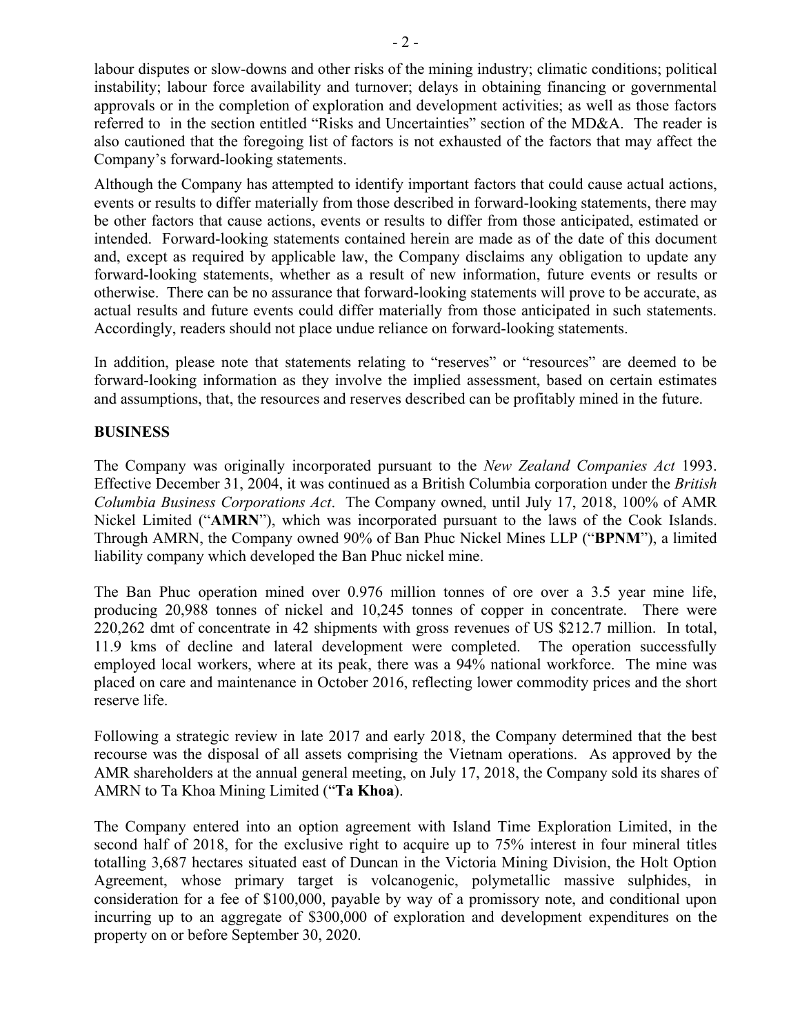labour disputes or slow-downs and other risks of the mining industry; climatic conditions; political instability; labour force availability and turnover; delays in obtaining financing or governmental approvals or in the completion of exploration and development activities; as well as those factors referred to in the section entitled "Risks and Uncertainties" section of the MD&A. The reader is also cautioned that the foregoing list of factors is not exhausted of the factors that may affect the Company's forward-looking statements.

Although the Company has attempted to identify important factors that could cause actual actions, events or results to differ materially from those described in forward-looking statements, there may be other factors that cause actions, events or results to differ from those anticipated, estimated or intended. Forward-looking statements contained herein are made as of the date of this document and, except as required by applicable law, the Company disclaims any obligation to update any forward-looking statements, whether as a result of new information, future events or results or otherwise. There can be no assurance that forward-looking statements will prove to be accurate, as actual results and future events could differ materially from those anticipated in such statements. Accordingly, readers should not place undue reliance on forward-looking statements.

In addition, please note that statements relating to "reserves" or "resources" are deemed to be forward-looking information as they involve the implied assessment, based on certain estimates and assumptions, that, the resources and reserves described can be profitably mined in the future.

## BUSINESS

The Company was originally incorporated pursuant to the *New Zealand Companies Act* 1993. Effective December 31, 2004, it was continued as a British Columbia corporation under the *British Columbia Business Corporations Act*. The Company owned, until July 17, 2018, 100% of AMR Nickel Limited ("**AMRN**"), which was incorporated pursuant to the laws of the Cook Islands. Through AMRN, the Company owned 90% of Ban Phuc Nickel Mines LLP ("**BPNM**"), a limited liability company which developed the Ban Phuc nickel mine.

The Ban Phuc operation mined over 0.976 million tonnes of ore over a 3.5 year mine life, producing 20,988 tonnes of nickel and 10,245 tonnes of copper in concentrate. There were 220,262 dmt of concentrate in 42 shipments with gross revenues of US $212.7 million. In total, 11.9 kms of decline and lateral development were completed. The operation successfully employed local workers, where at its peak, there was a 94% national workforce. The mine was placed on care and maintenance in October 2016, reflecting lower commodity prices and the short reserve life.

Following a strategic review in late 2017 and early 2018, the Company determined that the best recourse was the disposal of all assets comprising the Vietnam operations. As approved by the AMR shareholders at the annual general meeting, on July 17, 2018, the Company sold its shares of AMRN to Ta Khoa Mining Limited ("**Ta Khoa**).

The Company entered into an option agreement with Island Time Exploration Limited, in the second half of 2018, for the exclusive right to acquire up to 75% interest in four mineral titles totalling 3,687 hectares situated east of Duncan in the Victoria Mining Division, the Holt Option Agreement, whose primary target is volcanogenic, polymetallic massive sulphides, in consideration for a fee of $100,000, payable by way of a promissory note, and conditional upon incurring up to an aggregate of $300,000 of exploration and development expenditures on the property on or before September 30, 2020.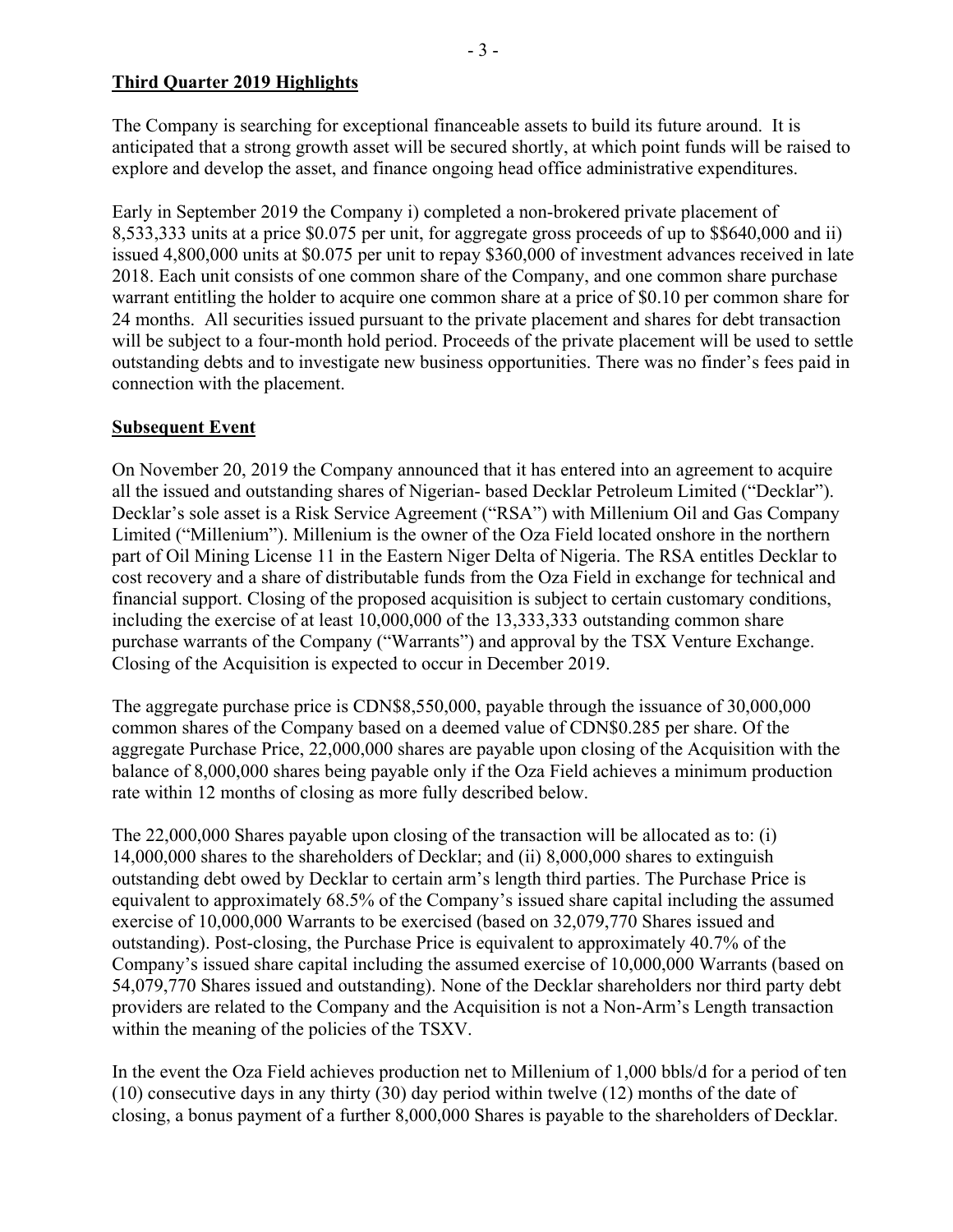**Third Quarter 2019 Highlights**

The Company is searching for exceptional financeable assets to build its future around. It is anticipated that a strong growth asset will be secured shortly, at which point funds will be raised to explore and develop the asset, and finance ongoing head office administrative expenditures.

Early in September 2019 the Company i) completed a non-brokered private placement of 8,533,333 units at a price $0.075 per unit, for aggregate gross proceeds of up to $$640,000 and ii) issued 4,800,000 units at $0.075 per unit to repay $360,000 of investment advances received in late 2018. Each unit consists of one common share of the Company, and one common share purchase warrant entitling the holder to acquire one common share at a price of $0.10 per common share for 24 months. All securities issued pursuant to the private placement and shares for debt transaction will be subject to a four-month hold period. Proceeds of the private placement will be used to settle outstanding debts and to investigate new business opportunities. There was no finder's fees paid in connection with the placement.

**Subsequent Event**

On November 20, 2019 the Company announced that it has entered into an agreement to acquire all the issued and outstanding shares of Nigerian- based Decklar Petroleum Limited ("Decklar"). Decklar's sole asset is a Risk Service Agreement ("RSA") with Millenium Oil and Gas Company Limited ("Millenium"). Millenium is the owner of the Oza Field located onshore in the northern part of Oil Mining License 11 in the Eastern Niger Delta of Nigeria. The RSA entitles Decklar to cost recovery and a share of distributable funds from the Oza Field in exchange for technical and financial support. Closing of the proposed acquisition is subject to certain customary conditions, including the exercise of at least 10,000,000 of the 13,333,333 outstanding common share purchase warrants of the Company ("Warrants") and approval by the TSX Venture Exchange. Closing of the Acquisition is expected to occur in December 2019.

The aggregate purchase price is CDN$8,550,000, payable through the issuance of 30,000,000 common shares of the Company based on a deemed value of CDN$0.285 per share. Of the aggregate Purchase Price, 22,000,000 shares are payable upon closing of the Acquisition with the balance of 8,000,000 shares being payable only if the Oza Field achieves a minimum production rate within 12 months of closing as more fully described below.

The 22,000,000 Shares payable upon closing of the transaction will be allocated as to: (i) 14,000,000 shares to the shareholders of Decklar; and (ii) 8,000,000 shares to extinguish outstanding debt owed by Decklar to certain arm's length third parties. The Purchase Price is equivalent to approximately 68.5% of the Company's issued share capital including the assumed exercise of 10,000,000 Warrants to be exercised (based on 32,079,770 Shares issued and outstanding). Post-closing, the Purchase Price is equivalent to approximately 40.7% of the Company's issued share capital including the assumed exercise of 10,000,000 Warrants (based on 54,079,770 Shares issued and outstanding). None of the Decklar shareholders nor third party debt providers are related to the Company and the Acquisition is not a Non-Arm's Length transaction within the meaning of the policies of the TSXV.

In the event the Oza Field achieves production net to Millenium of 1,000 bbls/d for a period of ten (10) consecutive days in any thirty (30) day period within twelve (12) months of the date of closing, a bonus payment of a further 8,000,000 Shares is payable to the shareholders of Decklar.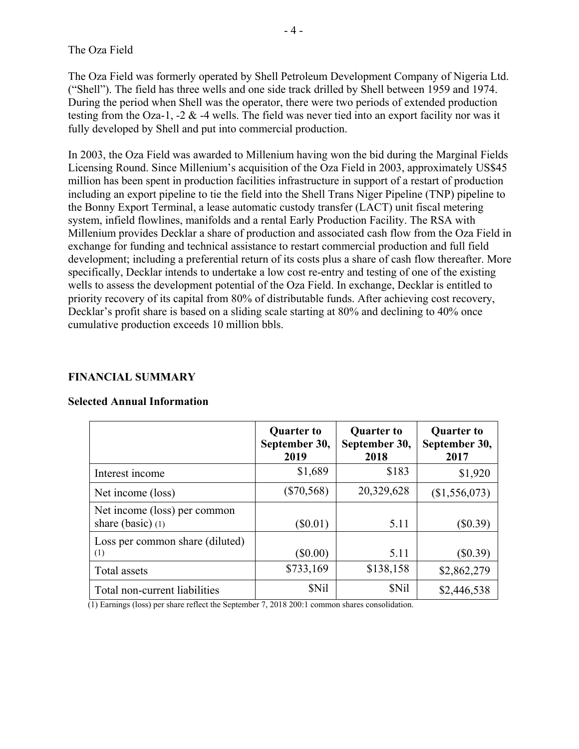The Oza Field

The Oza Field was formerly operated by Shell Petroleum Development Company of Nigeria Ltd. ("Shell"). The field has three wells and one side track drilled by Shell between 1959 and 1974. During the period when Shell was the operator, there were two periods of extended production testing from the Oza-1, -2 & -4 wells. The field was never tied into an export facility nor was it fully developed by Shell and put into commercial production.

In 2003, the Oza Field was awarded to Millenium having won the bid during the Marginal Fields Licensing Round. Since Millenium's acquisition of the Oza Field in 2003, approximately US$45 million has been spent in production facilities infrastructure in support of a restart of production including an export pipeline to tie the field into the Shell Trans Niger Pipeline (TNP) pipeline to the Bonny Export Terminal, a lease automatic custody transfer (LACT) unit fiscal metering system, infield flowlines, manifolds and a rental Early Production Facility. The RSA with Millenium provides Decklar a share of production and associated cash flow from the Oza Field in exchange for funding and technical assistance to restart commercial production and full field development; including a preferential return of its costs plus a share of cash flow thereafter. More specifically, Decklar intends to undertake a low cost re-entry and testing of one of the existing wells to assess the development potential of the Oza Field. In exchange, Decklar is entitled to priority recovery of its capital from 80% of distributable funds. After achieving cost recovery, Decklar's profit share is based on a sliding scale starting at 80% and declining to 40% once cumulative production exceeds 10 million bbls.

## FINANCIAL SUMMARY

### Selected Annual Information

| | Quarter to September 30, 2019 | Quarter to September 30, 2018 | Quarter to September 30, 2017 |
|---|---|---|---|
| Interest income | $1,689 | $183 | $1,920 |
| Net income (loss) | ($70,568) | 20,329,628 | ($1,556,073) |
| Net income (loss) per common share (basic) (1) | ($0.01) | 5.11 | ($0.39) |
| Loss per common share (diluted) (1) | ($0.00) | 5.11 | ($0.39) |
| Total assets | $733,169 | $138,158 | $2,862,279 |
| Total non-current liabilities | $Nil | $Nil | $2,446,538 |

(1) Earnings (loss) per share reflect the September 7, 2018 200:1 common shares consolidation.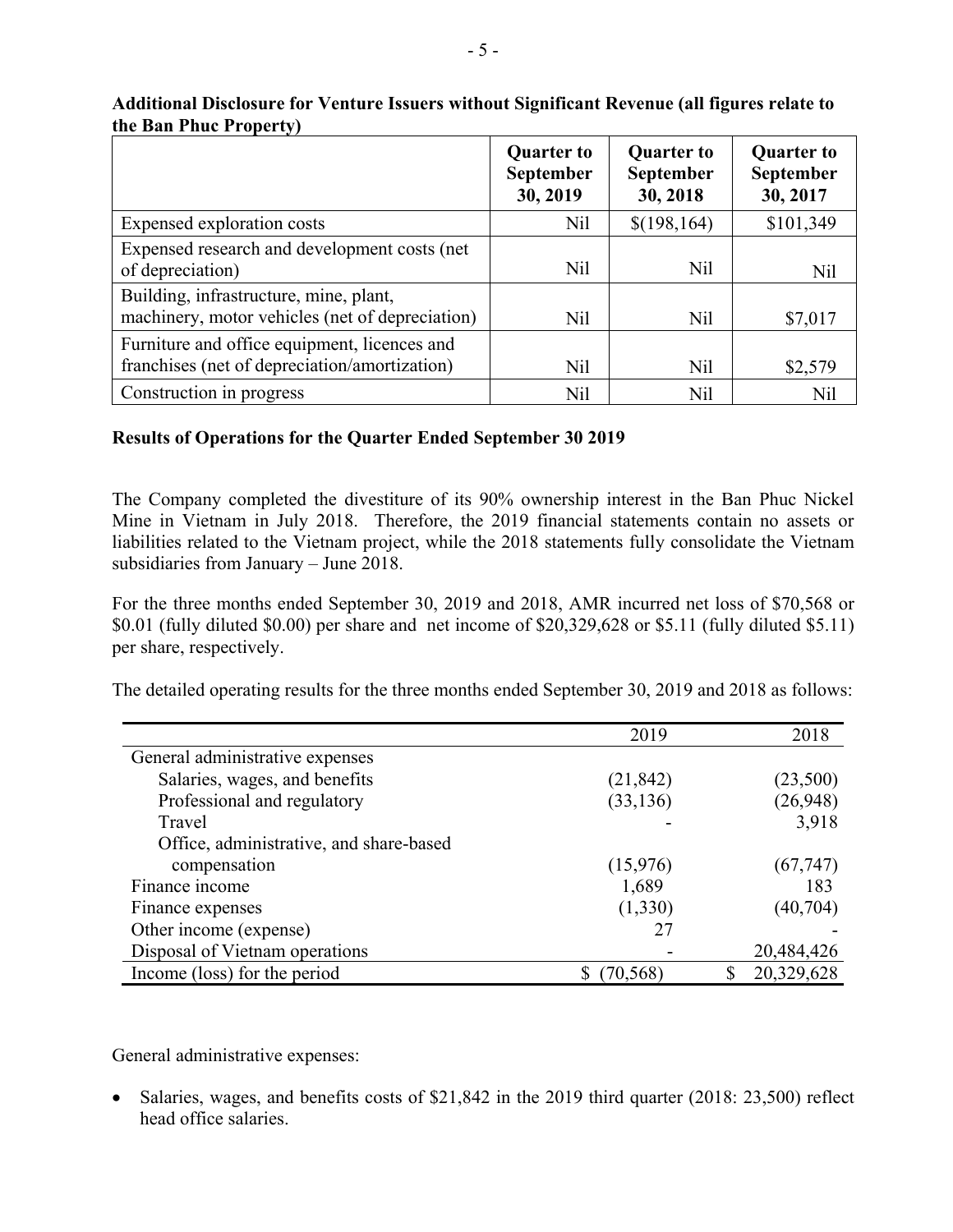**Additional Disclosure for Venture Issuers without Significant Revenue (all figures relate to the Ban Phuc Property)**

| | Quarter to September 30, 2019 | Quarter to September 30, 2018 | Quarter to September 30, 2017 |
|---|---|---|---|
| Expensed exploration costs | Nil | $(198,164) | $101,349 |
| Expensed research and development costs (net of depreciation) | Nil | Nil | Nil |
| Building, infrastructure, mine, plant, machinery, motor vehicles (net of depreciation) | Nil | Nil | $7,017 |
| Furniture and office equipment, licences and franchises (net of depreciation/amortization) | Nil | Nil | $2,579 |
| Construction in progress | Nil | Nil | Nil |

**Results of Operations for the Quarter Ended September 30 2019**

The Company completed the divestiture of its 90% ownership interest in the Ban Phuc Nickel Mine in Vietnam in July 2018. Therefore, the 2019 financial statements contain no assets or liabilities related to the Vietnam project, while the 2018 statements fully consolidate the Vietnam subsidiaries from January – June 2018.

For the three months ended September 30, 2019 and 2018, AMR incurred net loss of $70,568 or $0.01 (fully diluted $0.00) per share and net income of $20,329,628 or $5.11 (fully diluted $5.11) per share, respectively.

The detailed operating results for the three months ended September 30, 2019 and 2018 as follows:

| | 2019 | 2018 |
|---|---|---|
| General administrative expenses | | |
| Salaries, wages, and benefits | (21,842) | (23,500) |
| Professional and regulatory | (33,136) | (26,948) |
| Travel | - | 3,918 |
| Office, administrative, and share-based compensation | (15,976) | (67,747) |
| Finance income | 1,689 | 183 |
| Finance expenses | (1,330) | (40,704) |
| Other income (expense) | 27 | - |
| Disposal of Vietnam operations | - | 20,484,426 |
| Income (loss) for the period | $ (70,568) | $ 20,329,628 |

General administrative expenses:

- Salaries, wages, and benefits costs of $21,842 in the 2019 third quarter (2018: 23,500) reflect head office salaries.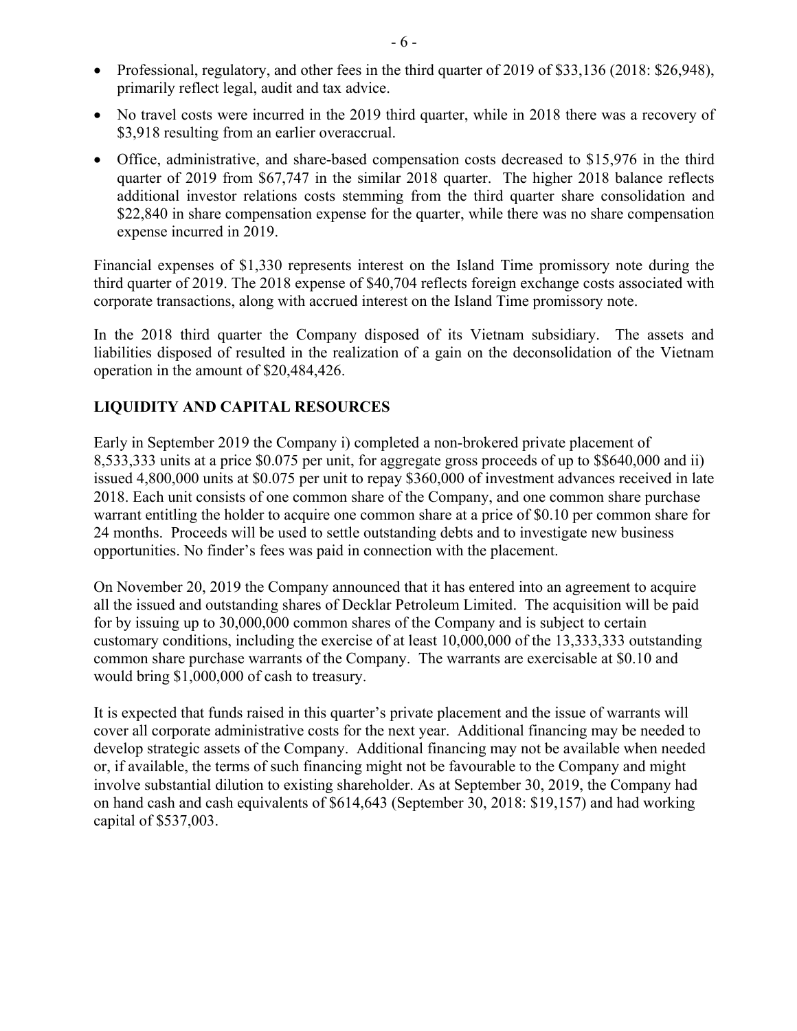- Professional, regulatory, and other fees in the third quarter of 2019 of $33,136 (2018: $26,948), primarily reflect legal, audit and tax advice.
- No travel costs were incurred in the 2019 third quarter, while in 2018 there was a recovery of $3,918 resulting from an earlier overaccrual.
- Office, administrative, and share-based compensation costs decreased to $15,976 in the third quarter of 2019 from $67,747 in the similar 2018 quarter. The higher 2018 balance reflects additional investor relations costs stemming from the third quarter share consolidation and $22,840 in share compensation expense for the quarter, while there was no share compensation expense incurred in 2019.

Financial expenses of $1,330 represents interest on the Island Time promissory note during the third quarter of 2019. The 2018 expense of $40,704 reflects foreign exchange costs associated with corporate transactions, along with accrued interest on the Island Time promissory note.

In the 2018 third quarter the Company disposed of its Vietnam subsidiary. The assets and liabilities disposed of resulted in the realization of a gain on the deconsolidation of the Vietnam operation in the amount of $20,484,426.

## LIQUIDITY AND CAPITAL RESOURCES

Early in September 2019 the Company i) completed a non-brokered private placement of 8,533,333 units at a price $0.075 per unit, for aggregate gross proceeds of up to $$640,000 and ii) issued 4,800,000 units at $0.075 per unit to repay $360,000 of investment advances received in late 2018. Each unit consists of one common share of the Company, and one common share purchase warrant entitling the holder to acquire one common share at a price of $0.10 per common share for 24 months. Proceeds will be used to settle outstanding debts and to investigate new business opportunities. No finder's fees was paid in connection with the placement.

On November 20, 2019 the Company announced that it has entered into an agreement to acquire all the issued and outstanding shares of Decklar Petroleum Limited. The acquisition will be paid for by issuing up to 30,000,000 common shares of the Company and is subject to certain customary conditions, including the exercise of at least 10,000,000 of the 13,333,333 outstanding common share purchase warrants of the Company. The warrants are exercisable at $0.10 and would bring $1,000,000 of cash to treasury.

It is expected that funds raised in this quarter's private placement and the issue of warrants will cover all corporate administrative costs for the next year. Additional financing may be needed to develop strategic assets of the Company. Additional financing may not be available when needed or, if available, the terms of such financing might not be favourable to the Company and might involve substantial dilution to existing shareholder. As at September 30, 2019, the Company had on hand cash and cash equivalents of $614,643 (September 30, 2018: $19,157) and had working capital of $537,003.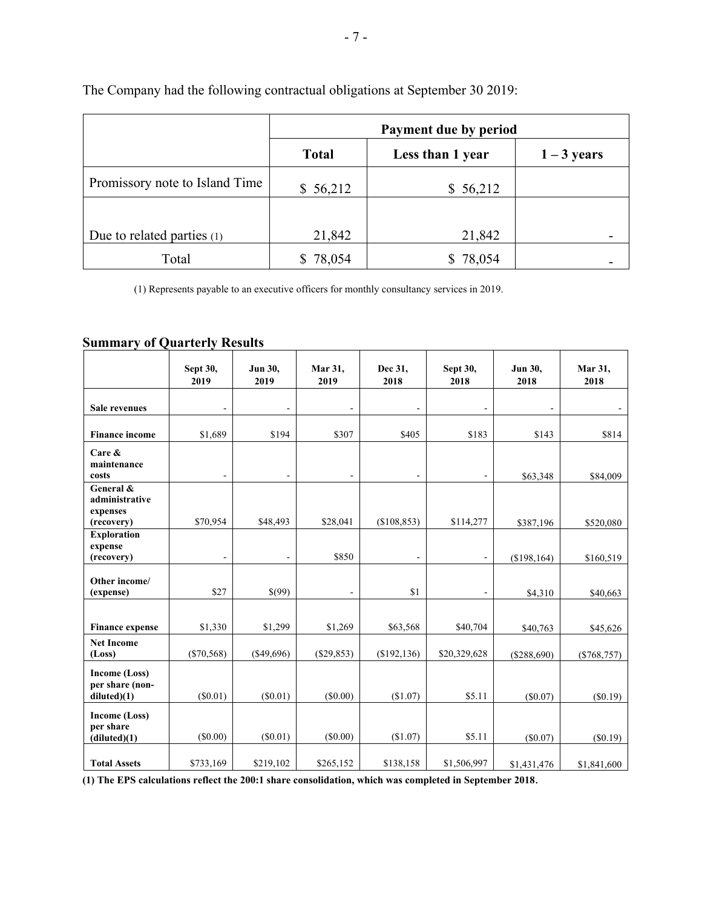The Company had the following contractual obligations at September 30 2019:

| | Payment due by period | | |
|---|---|---|---|
| | **Total** | **Less than 1 year** | **1 – 3 years** |
| Promissory note to Island Time | $ 56,212 | $ 56,212 | |
| Due to related parties (1) | 21,842 | 21,842 | - |
| Total | $ 78,054 | $ 78,054 | - |

(1) Represents payable to an executive officers for monthly consultancy services in 2019.

## Summary of Quarterly Results

| | Sept 30, 2019 | Jun 30, 2019 | Mar 31, 2019 | Dec 31, 2018 | Sept 30, 2018 | Jun 30, 2018 | Mar 31, 2018 |
|---|---|---|---|---|---|---|---|
| **Sale revenues** | - | - | - | - | - | - | - |
| **Finance income** | $1,689 | $194 | $307 | $405 | $183 | $143 | $814 |
| **Care & maintenance costs** | - | - | - | - | - | $63,348 | $84,009 |
| **General & administrative expenses (recovery)** | $70,954 | $48,493 | $28,041 | ($108,853) | $114,277 | $387,196 | $520,080 |
| **Exploration expense (recovery)** | - | - | $850 | - | - | ($198,164) | $160,519 |
| **Other income/ (expense)** | $27 | $(99) | - | $1 | - | $4,310 | $40,663 |
| **Finance expense** | $1,330 | $1,299 | $1,269 | $63,568 | $40,704 | $40,763 | $45,626 |
| **Net Income (Loss)** | ($70,568) | ($49,696) | ($29,853) | ($192,136) | $20,329,628 | ($288,690) | ($768,757) |
| **Income (Loss) per share (non-diluted)(1)** | ($0.01) | ($0.01) | ($0.00) | ($1.07) | $5.11 | ($0.07) | ($0.19) |
| **Income (Loss) per share (diluted)(1)** | ($0.00) | ($0.01) | ($0.00) | ($1.07) | $5.11 | ($0.07) | ($0.19) |
| **Total Assets** | $733,169 | $219,102 | $265,152 | $138,158 | $1,506,997 | $1,431,476 | $1,841,600 |

**(1) The EPS calculations reflect the 200:1 share consolidation, which was completed in September 2018.**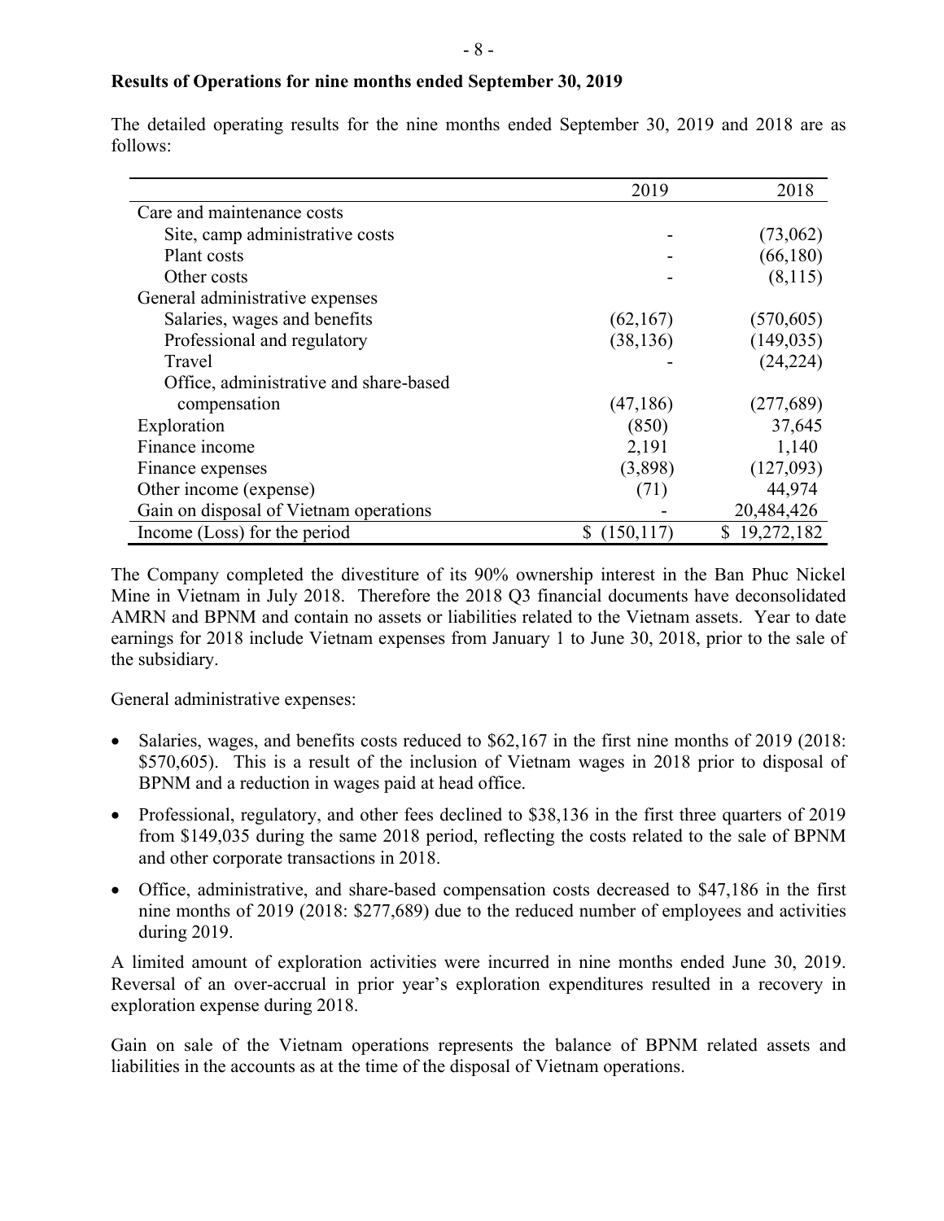**Results of Operations for nine months ended September 30, 2019**

The detailed operating results for the nine months ended September 30, 2019 and 2018 are as follows:

| | 2019 | 2018 |
|---|---|---|
| Care and maintenance costs | | |
| Site, camp administrative costs | - | (73,062) |
| Plant costs | - | (66,180) |
| Other costs | - | (8,115) |
| General administrative expenses | | |
| Salaries, wages and benefits | (62,167) | (570,605) |
| Professional and regulatory | (38,136) | (149,035) |
| Travel | - | (24,224) |
| Office, administrative and share-based compensation | (47,186) | (277,689) |
| Exploration | (850) | 37,645 |
| Finance income | 2,191 | 1,140 |
| Finance expenses | (3,898) | (127,093) |
| Other income (expense) | (71) | 44,974 |
| Gain on disposal of Vietnam operations | - | 20,484,426 |
| Income (Loss) for the period | $ (150,117) | $ 19,272,182 |

The Company completed the divestiture of its 90% ownership interest in the Ban Phuc Nickel Mine in Vietnam in July 2018. Therefore the 2018 Q3 financial documents have deconsolidated AMRN and BPNM and contain no assets or liabilities related to the Vietnam assets. Year to date earnings for 2018 include Vietnam expenses from January 1 to June 30, 2018, prior to the sale of the subsidiary.

General administrative expenses:

- Salaries, wages, and benefits costs reduced to $62,167 in the first nine months of 2019 (2018: $570,605). This is a result of the inclusion of Vietnam wages in 2018 prior to disposal of BPNM and a reduction in wages paid at head office.
- Professional, regulatory, and other fees declined to $38,136 in the first three quarters of 2019 from $149,035 during the same 2018 period, reflecting the costs related to the sale of BPNM and other corporate transactions in 2018.
- Office, administrative, and share-based compensation costs decreased to $47,186 in the first nine months of 2019 (2018: $277,689) due to the reduced number of employees and activities during 2019.

A limited amount of exploration activities were incurred in nine months ended June 30, 2019. Reversal of an over-accrual in prior year's exploration expenditures resulted in a recovery in exploration expense during 2018.

Gain on sale of the Vietnam operations represents the balance of BPNM related assets and liabilities in the accounts as at the time of the disposal of Vietnam operations.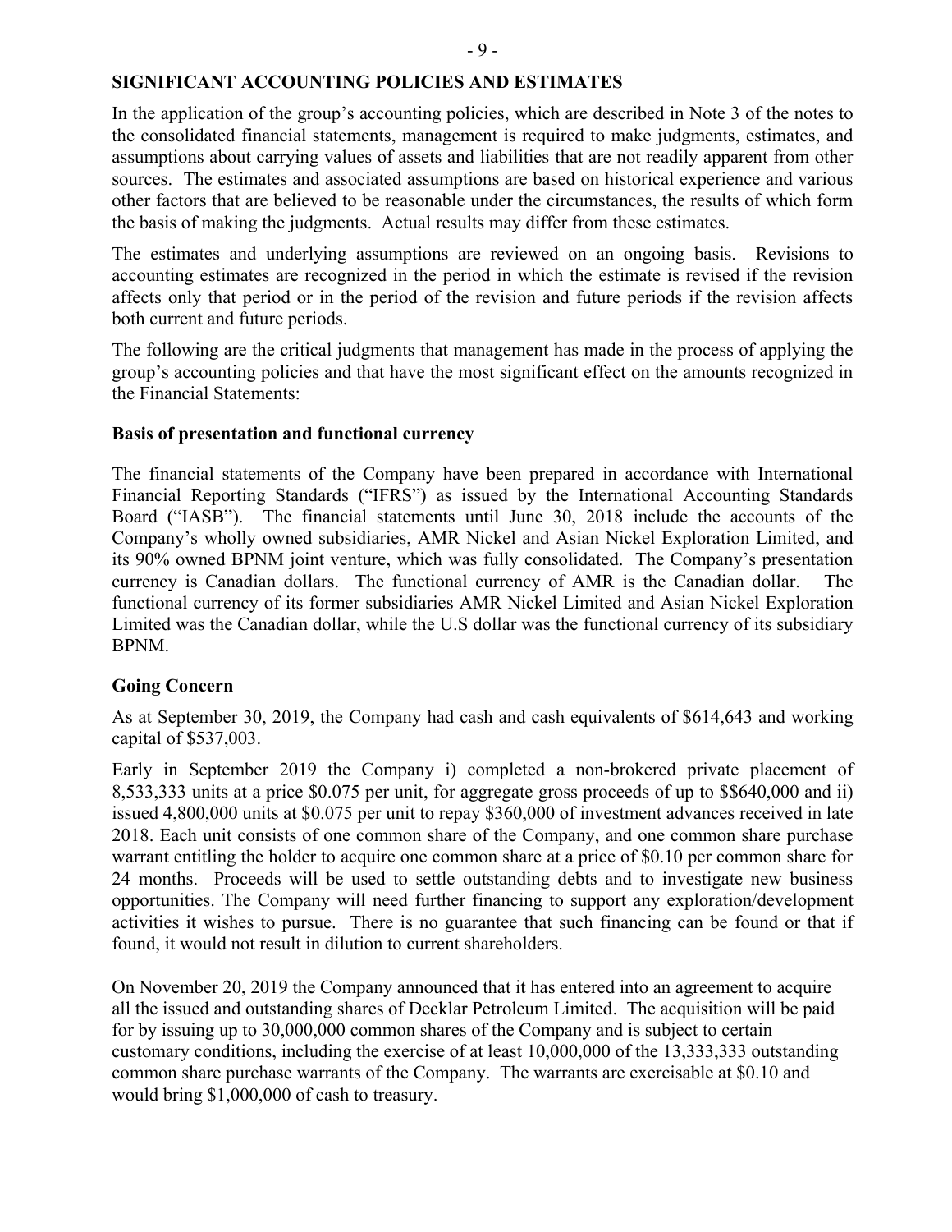## SIGNIFICANT ACCOUNTING POLICIES AND ESTIMATES

In the application of the group's accounting policies, which are described in Note 3 of the notes to the consolidated financial statements, management is required to make judgments, estimates, and assumptions about carrying values of assets and liabilities that are not readily apparent from other sources. The estimates and associated assumptions are based on historical experience and various other factors that are believed to be reasonable under the circumstances, the results of which form the basis of making the judgments. Actual results may differ from these estimates.

The estimates and underlying assumptions are reviewed on an ongoing basis. Revisions to accounting estimates are recognized in the period in which the estimate is revised if the revision affects only that period or in the period of the revision and future periods if the revision affects both current and future periods.

The following are the critical judgments that management has made in the process of applying the group's accounting policies and that have the most significant effect on the amounts recognized in the Financial Statements:

### Basis of presentation and functional currency

The financial statements of the Company have been prepared in accordance with International Financial Reporting Standards ("IFRS") as issued by the International Accounting Standards Board ("IASB"). The financial statements until June 30, 2018 include the accounts of the Company's wholly owned subsidiaries, AMR Nickel and Asian Nickel Exploration Limited, and its 90% owned BPNM joint venture, which was fully consolidated. The Company's presentation currency is Canadian dollars. The functional currency of AMR is the Canadian dollar. The functional currency of its former subsidiaries AMR Nickel Limited and Asian Nickel Exploration Limited was the Canadian dollar, while the U.S dollar was the functional currency of its subsidiary BPNM.

### Going Concern

As at September 30, 2019, the Company had cash and cash equivalents of $614,643 and working capital of $537,003.

Early in September 2019 the Company i) completed a non-brokered private placement of 8,533,333 units at a price $0.075 per unit, for aggregate gross proceeds of up to $$640,000 and ii) issued 4,800,000 units at $0.075 per unit to repay $360,000 of investment advances received in late 2018. Each unit consists of one common share of the Company, and one common share purchase warrant entitling the holder to acquire one common share at a price of $0.10 per common share for 24 months. Proceeds will be used to settle outstanding debts and to investigate new business opportunities. The Company will need further financing to support any exploration/development activities it wishes to pursue. There is no guarantee that such financing can be found or that if found, it would not result in dilution to current shareholders.

On November 20, 2019 the Company announced that it has entered into an agreement to acquire all the issued and outstanding shares of Decklar Petroleum Limited. The acquisition will be paid for by issuing up to 30,000,000 common shares of the Company and is subject to certain customary conditions, including the exercise of at least 10,000,000 of the 13,333,333 outstanding common share purchase warrants of the Company. The warrants are exercisable at $0.10 and would bring $1,000,000 of cash to treasury.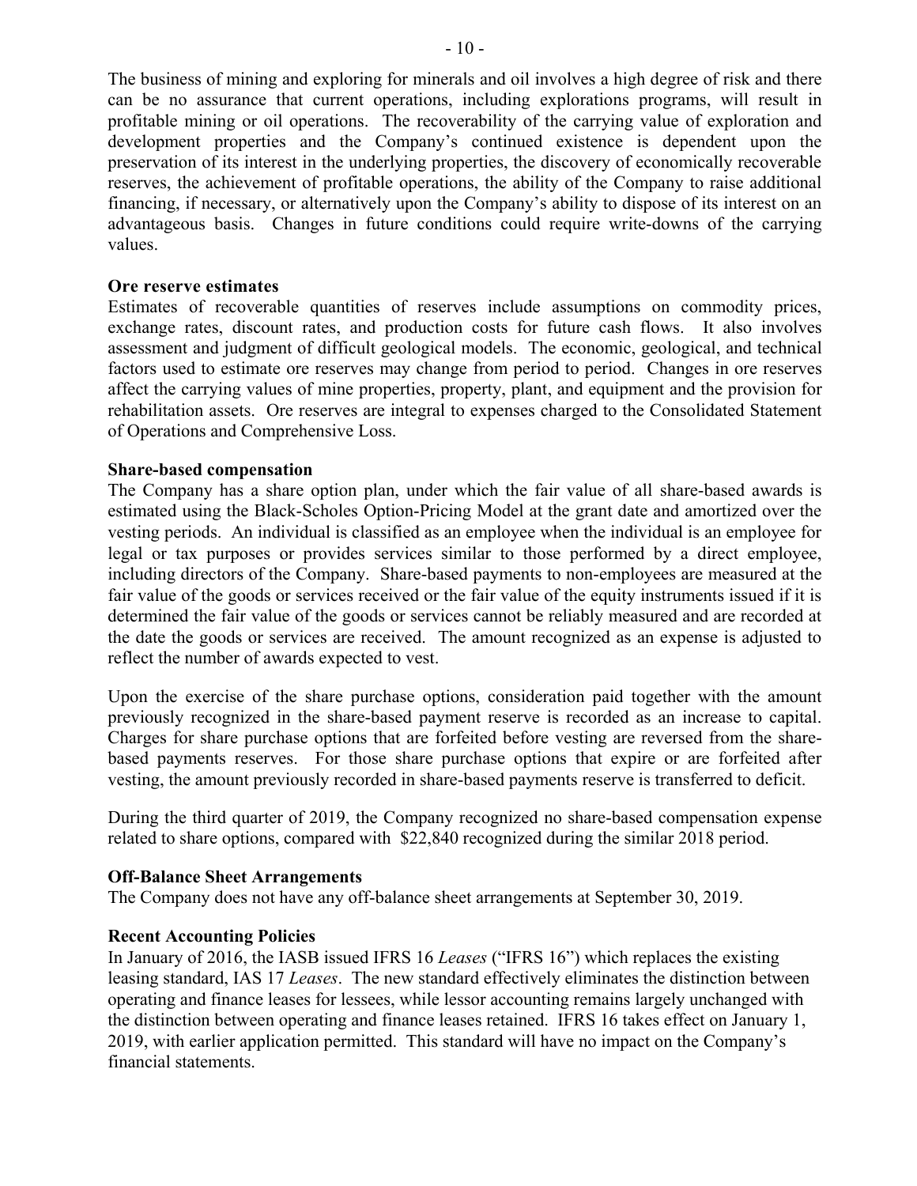The business of mining and exploring for minerals and oil involves a high degree of risk and there can be no assurance that current operations, including explorations programs, will result in profitable mining or oil operations. The recoverability of the carrying value of exploration and development properties and the Company's continued existence is dependent upon the preservation of its interest in the underlying properties, the discovery of economically recoverable reserves, the achievement of profitable operations, the ability of the Company to raise additional financing, if necessary, or alternatively upon the Company's ability to dispose of its interest on an advantageous basis. Changes in future conditions could require write-downs of the carrying values.

**Ore reserve estimates**

Estimates of recoverable quantities of reserves include assumptions on commodity prices, exchange rates, discount rates, and production costs for future cash flows. It also involves assessment and judgment of difficult geological models. The economic, geological, and technical factors used to estimate ore reserves may change from period to period. Changes in ore reserves affect the carrying values of mine properties, property, plant, and equipment and the provision for rehabilitation assets. Ore reserves are integral to expenses charged to the Consolidated Statement of Operations and Comprehensive Loss.

**Share-based compensation**

The Company has a share option plan, under which the fair value of all share-based awards is estimated using the Black-Scholes Option-Pricing Model at the grant date and amortized over the vesting periods. An individual is classified as an employee when the individual is an employee for legal or tax purposes or provides services similar to those performed by a direct employee, including directors of the Company. Share-based payments to non-employees are measured at the fair value of the goods or services received or the fair value of the equity instruments issued if it is determined the fair value of the goods or services cannot be reliably measured and are recorded at the date the goods or services are received. The amount recognized as an expense is adjusted to reflect the number of awards expected to vest.

Upon the exercise of the share purchase options, consideration paid together with the amount previously recognized in the share-based payment reserve is recorded as an increase to capital. Charges for share purchase options that are forfeited before vesting are reversed from the share-based payments reserves. For those share purchase options that expire or are forfeited after vesting, the amount previously recorded in share-based payments reserve is transferred to deficit.

During the third quarter of 2019, the Company recognized no share-based compensation expense related to share options, compared with $22,840 recognized during the similar 2018 period.

**Off-Balance Sheet Arrangements**

The Company does not have any off-balance sheet arrangements at September 30, 2019.

**Recent Accounting Policies**

In January of 2016, the IASB issued IFRS 16 *Leases* ("IFRS 16") which replaces the existing leasing standard, IAS 17 *Leases*. The new standard effectively eliminates the distinction between operating and finance leases for lessees, while lessor accounting remains largely unchanged with the distinction between operating and finance leases retained. IFRS 16 takes effect on January 1, 2019, with earlier application permitted. This standard will have no impact on the Company's financial statements.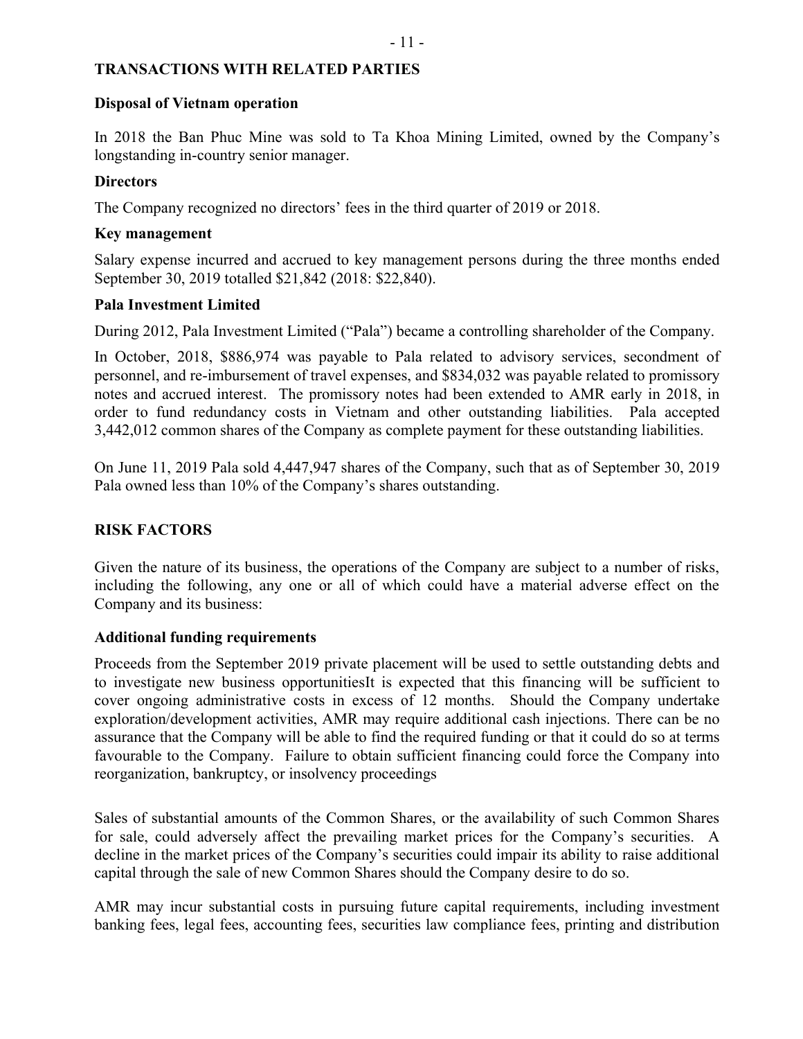## TRANSACTIONS WITH RELATED PARTIES

### Disposal of Vietnam operation

In 2018 the Ban Phuc Mine was sold to Ta Khoa Mining Limited, owned by the Company's longstanding in-country senior manager.

### Directors

The Company recognized no directors' fees in the third quarter of 2019 or 2018.

### Key management

Salary expense incurred and accrued to key management persons during the three months ended September 30, 2019 totalled $21,842 (2018: $22,840).

### Pala Investment Limited

During 2012, Pala Investment Limited ("Pala") became a controlling shareholder of the Company.

In October, 2018, $886,974 was payable to Pala related to advisory services, secondment of personnel, and re-imbursement of travel expenses, and $834,032 was payable related to promissory notes and accrued interest. The promissory notes had been extended to AMR early in 2018, in order to fund redundancy costs in Vietnam and other outstanding liabilities. Pala accepted 3,442,012 common shares of the Company as complete payment for these outstanding liabilities.

On June 11, 2019 Pala sold 4,447,947 shares of the Company, such that as of September 30, 2019 Pala owned less than 10% of the Company's shares outstanding.

## RISK FACTORS

Given the nature of its business, the operations of the Company are subject to a number of risks, including the following, any one or all of which could have a material adverse effect on the Company and its business:

### Additional funding requirements

Proceeds from the September 2019 private placement will be used to settle outstanding debts and to investigate new business opportunitiesIt is expected that this financing will be sufficient to cover ongoing administrative costs in excess of 12 months. Should the Company undertake exploration/development activities, AMR may require additional cash injections. There can be no assurance that the Company will be able to find the required funding or that it could do so at terms favourable to the Company. Failure to obtain sufficient financing could force the Company into reorganization, bankruptcy, or insolvency proceedings

Sales of substantial amounts of the Common Shares, or the availability of such Common Shares for sale, could adversely affect the prevailing market prices for the Company's securities. A decline in the market prices of the Company's securities could impair its ability to raise additional capital through the sale of new Common Shares should the Company desire to do so.

AMR may incur substantial costs in pursuing future capital requirements, including investment banking fees, legal fees, accounting fees, securities law compliance fees, printing and distribution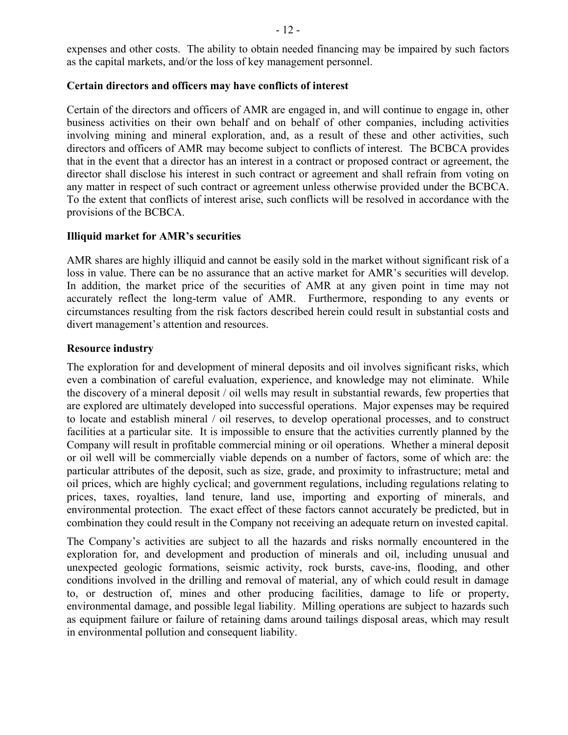expenses and other costs. The ability to obtain needed financing may be impaired by such factors as the capital markets, and/or the loss of key management personnel.

**Certain directors and officers may have conflicts of interest**

Certain of the directors and officers of AMR are engaged in, and will continue to engage in, other business activities on their own behalf and on behalf of other companies, including activities involving mining and mineral exploration, and, as a result of these and other activities, such directors and officers of AMR may become subject to conflicts of interest. The BCBCA provides that in the event that a director has an interest in a contract or proposed contract or agreement, the director shall disclose his interest in such contract or agreement and shall refrain from voting on any matter in respect of such contract or agreement unless otherwise provided under the BCBCA. To the extent that conflicts of interest arise, such conflicts will be resolved in accordance with the provisions of the BCBCA.

**Illiquid market for AMR's securities**

AMR shares are highly illiquid and cannot be easily sold in the market without significant risk of a loss in value. There can be no assurance that an active market for AMR's securities will develop. In addition, the market price of the securities of AMR at any given point in time may not accurately reflect the long-term value of AMR. Furthermore, responding to any events or circumstances resulting from the risk factors described herein could result in substantial costs and divert management's attention and resources.

**Resource industry**

The exploration for and development of mineral deposits and oil involves significant risks, which even a combination of careful evaluation, experience, and knowledge may not eliminate. While the discovery of a mineral deposit / oil wells may result in substantial rewards, few properties that are explored are ultimately developed into successful operations. Major expenses may be required to locate and establish mineral / oil reserves, to develop operational processes, and to construct facilities at a particular site. It is impossible to ensure that the activities currently planned by the Company will result in profitable commercial mining or oil operations. Whether a mineral deposit or oil well will be commercially viable depends on a number of factors, some of which are: the particular attributes of the deposit, such as size, grade, and proximity to infrastructure; metal and oil prices, which are highly cyclical; and government regulations, including regulations relating to prices, taxes, royalties, land tenure, land use, importing and exporting of minerals, and environmental protection. The exact effect of these factors cannot accurately be predicted, but in combination they could result in the Company not receiving an adequate return on invested capital.

The Company's activities are subject to all the hazards and risks normally encountered in the exploration for, and development and production of minerals and oil, including unusual and unexpected geologic formations, seismic activity, rock bursts, cave-ins, flooding, and other conditions involved in the drilling and removal of material, any of which could result in damage to, or destruction of, mines and other producing facilities, damage to life or property, environmental damage, and possible legal liability. Milling operations are subject to hazards such as equipment failure or failure of retaining dams around tailings disposal areas, which may result in environmental pollution and consequent liability.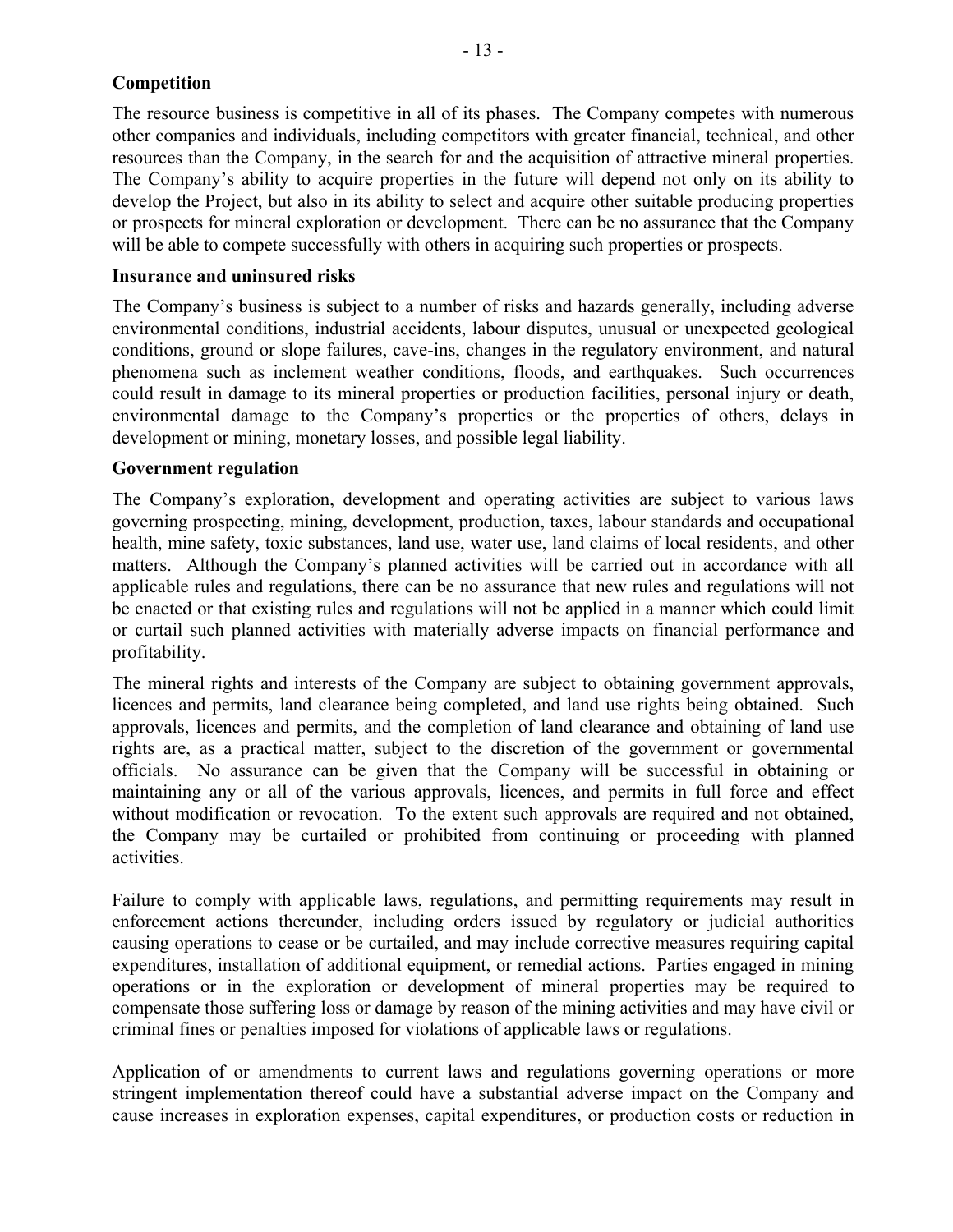### Competition

The resource business is competitive in all of its phases. The Company competes with numerous other companies and individuals, including competitors with greater financial, technical, and other resources than the Company, in the search for and the acquisition of attractive mineral properties. The Company's ability to acquire properties in the future will depend not only on its ability to develop the Project, but also in its ability to select and acquire other suitable producing properties or prospects for mineral exploration or development. There can be no assurance that the Company will be able to compete successfully with others in acquiring such properties or prospects.

### Insurance and uninsured risks

The Company's business is subject to a number of risks and hazards generally, including adverse environmental conditions, industrial accidents, labour disputes, unusual or unexpected geological conditions, ground or slope failures, cave-ins, changes in the regulatory environment, and natural phenomena such as inclement weather conditions, floods, and earthquakes. Such occurrences could result in damage to its mineral properties or production facilities, personal injury or death, environmental damage to the Company's properties or the properties of others, delays in development or mining, monetary losses, and possible legal liability.

### Government regulation

The Company's exploration, development and operating activities are subject to various laws governing prospecting, mining, development, production, taxes, labour standards and occupational health, mine safety, toxic substances, land use, water use, land claims of local residents, and other matters. Although the Company's planned activities will be carried out in accordance with all applicable rules and regulations, there can be no assurance that new rules and regulations will not be enacted or that existing rules and regulations will not be applied in a manner which could limit or curtail such planned activities with materially adverse impacts on financial performance and profitability.

The mineral rights and interests of the Company are subject to obtaining government approvals, licences and permits, land clearance being completed, and land use rights being obtained. Such approvals, licences and permits, and the completion of land clearance and obtaining of land use rights are, as a practical matter, subject to the discretion of the government or governmental officials. No assurance can be given that the Company will be successful in obtaining or maintaining any or all of the various approvals, licences, and permits in full force and effect without modification or revocation. To the extent such approvals are required and not obtained, the Company may be curtailed or prohibited from continuing or proceeding with planned activities.

Failure to comply with applicable laws, regulations, and permitting requirements may result in enforcement actions thereunder, including orders issued by regulatory or judicial authorities causing operations to cease or be curtailed, and may include corrective measures requiring capital expenditures, installation of additional equipment, or remedial actions. Parties engaged in mining operations or in the exploration or development of mineral properties may be required to compensate those suffering loss or damage by reason of the mining activities and may have civil or criminal fines or penalties imposed for violations of applicable laws or regulations.

Application of or amendments to current laws and regulations governing operations or more stringent implementation thereof could have a substantial adverse impact on the Company and cause increases in exploration expenses, capital expenditures, or production costs or reduction in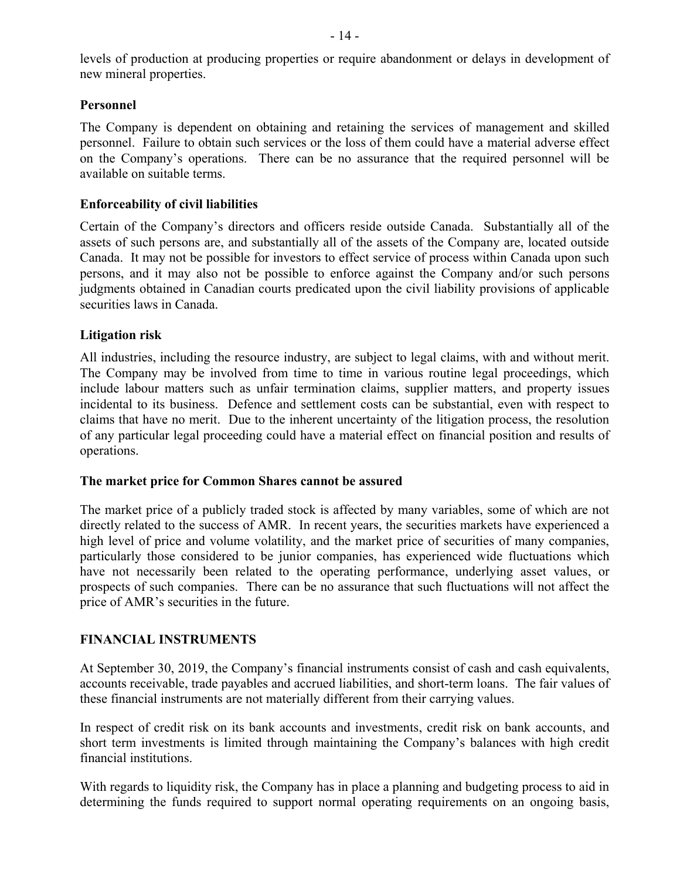levels of production at producing properties or require abandonment or delays in development of new mineral properties.

### Personnel

The Company is dependent on obtaining and retaining the services of management and skilled personnel. Failure to obtain such services or the loss of them could have a material adverse effect on the Company's operations. There can be no assurance that the required personnel will be available on suitable terms.

### Enforceability of civil liabilities

Certain of the Company's directors and officers reside outside Canada. Substantially all of the assets of such persons are, and substantially all of the assets of the Company are, located outside Canada. It may not be possible for investors to effect service of process within Canada upon such persons, and it may also not be possible to enforce against the Company and/or such persons judgments obtained in Canadian courts predicated upon the civil liability provisions of applicable securities laws in Canada.

### Litigation risk

All industries, including the resource industry, are subject to legal claims, with and without merit. The Company may be involved from time to time in various routine legal proceedings, which include labour matters such as unfair termination claims, supplier matters, and property issues incidental to its business. Defence and settlement costs can be substantial, even with respect to claims that have no merit. Due to the inherent uncertainty of the litigation process, the resolution of any particular legal proceeding could have a material effect on financial position and results of operations.

### The market price for Common Shares cannot be assured

The market price of a publicly traded stock is affected by many variables, some of which are not directly related to the success of AMR. In recent years, the securities markets have experienced a high level of price and volume volatility, and the market price of securities of many companies, particularly those considered to be junior companies, has experienced wide fluctuations which have not necessarily been related to the operating performance, underlying asset values, or prospects of such companies. There can be no assurance that such fluctuations will not affect the price of AMR's securities in the future.

## FINANCIAL INSTRUMENTS

At September 30, 2019, the Company's financial instruments consist of cash and cash equivalents, accounts receivable, trade payables and accrued liabilities, and short-term loans. The fair values of these financial instruments are not materially different from their carrying values.

In respect of credit risk on its bank accounts and investments, credit risk on bank accounts, and short term investments is limited through maintaining the Company's balances with high credit financial institutions.

With regards to liquidity risk, the Company has in place a planning and budgeting process to aid in determining the funds required to support normal operating requirements on an ongoing basis,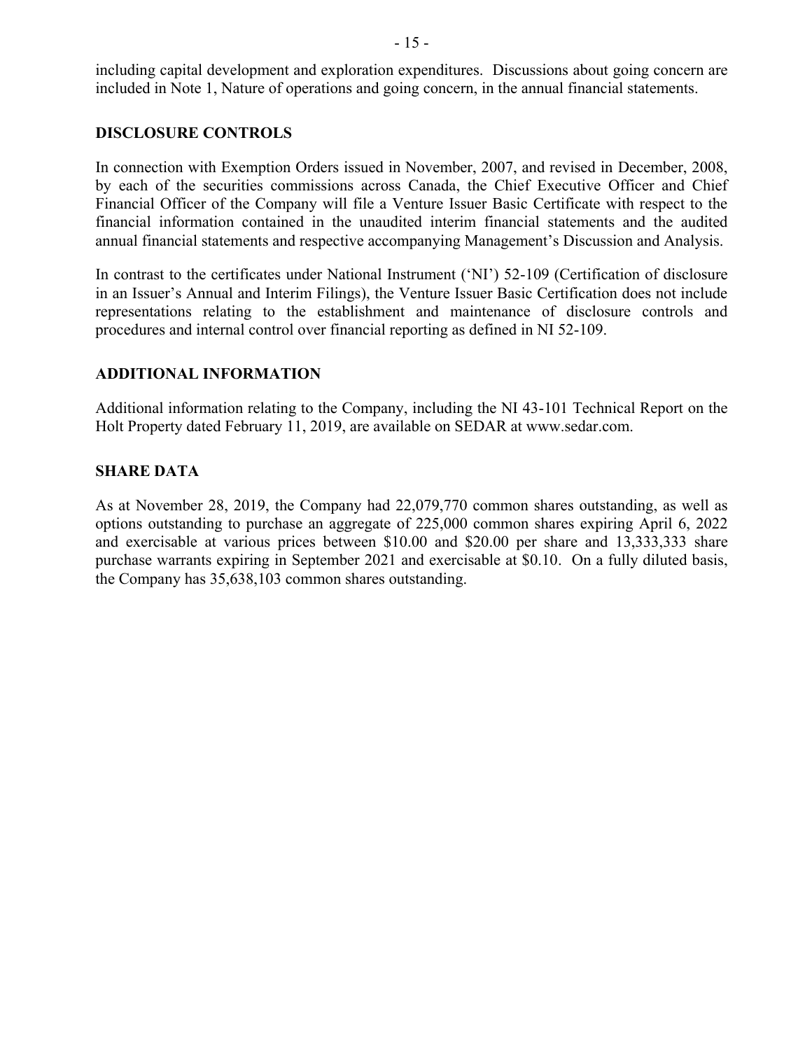including capital development and exploration expenditures. Discussions about going concern are included in Note 1, Nature of operations and going concern, in the annual financial statements.

## DISCLOSURE CONTROLS

In connection with Exemption Orders issued in November, 2007, and revised in December, 2008, by each of the securities commissions across Canada, the Chief Executive Officer and Chief Financial Officer of the Company will file a Venture Issuer Basic Certificate with respect to the financial information contained in the unaudited interim financial statements and the audited annual financial statements and respective accompanying Management's Discussion and Analysis.

In contrast to the certificates under National Instrument ('NI') 52-109 (Certification of disclosure in an Issuer's Annual and Interim Filings), the Venture Issuer Basic Certification does not include representations relating to the establishment and maintenance of disclosure controls and procedures and internal control over financial reporting as defined in NI 52-109.

## ADDITIONAL INFORMATION

Additional information relating to the Company, including the NI 43-101 Technical Report on the Holt Property dated February 11, 2019, are available on SEDAR at www.sedar.com.

## SHARE DATA

As at November 28, 2019, the Company had 22,079,770 common shares outstanding, as well as options outstanding to purchase an aggregate of 225,000 common shares expiring April 6, 2022 and exercisable at various prices between $10.00 and $20.00 per share and 13,333,333 share purchase warrants expiring in September 2021 and exercisable at $0.10. On a fully diluted basis, the Company has 35,638,103 common shares outstanding.